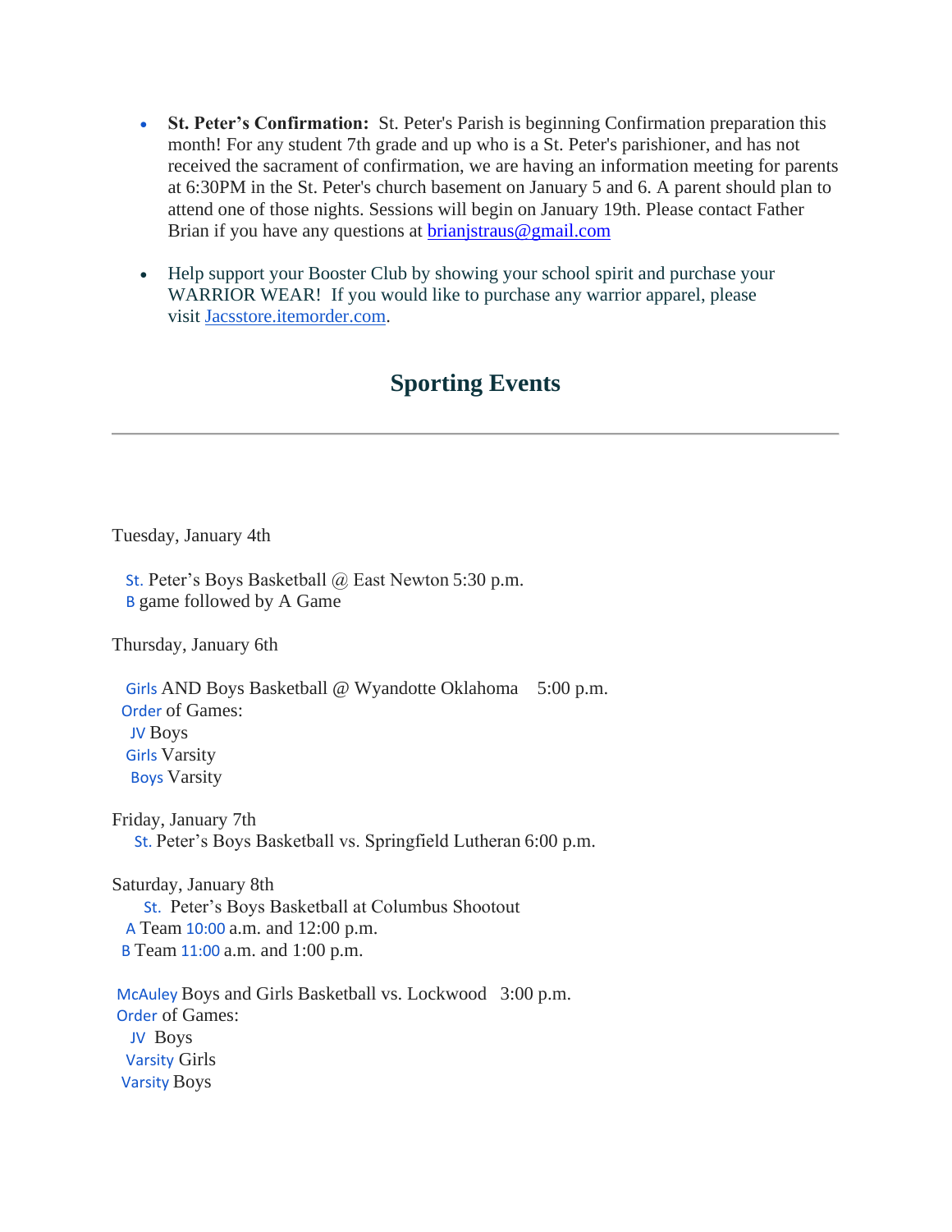- **St. Peter's Confirmation:** St. Peter's Parish is beginning Confirmation preparation this month! For any student 7th grade and up who is a St. Peter's parishioner, and has not received the sacrament of confirmation, we are having an information meeting for parents at 6:30PM in the St. Peter's church basement on January 5 and 6. A parent should plan to attend one of those nights. Sessions will begin on January 19th. Please contact Father Brian if you have any questions at [brianjstraus@gmail.com](mailto:brianjstraus@gmail.com)

- Help support your Booster Club by showing your school spirit and purchase your WARRIOR WEAR! If you would like to purchase any warrior apparel, please visit [Jacsstore.itemorder.com](http://Jacsstore.itemorder.com).

## Sporting Events

---

Tuesday, January 4th

St. Peter's Boys Basketball @ East Newton 5:30 p.m.
B game followed by A Game

Thursday, January 6th

Girls AND Boys Basketball @ Wyandotte Oklahoma 5:00 p.m.
Order of Games:
JV Boys
Girls Varsity
Boys Varsity

Friday, January 7th
St. Peter's Boys Basketball vs. Springfield Lutheran 6:00 p.m.

Saturday, January 8th
St. Peter's Boys Basketball at Columbus Shootout
A Team 10:00 a.m. and 12:00 p.m.
B Team 11:00 a.m. and 1:00 p.m.

McAuley Boys and Girls Basketball vs. Lockwood 3:00 p.m.
Order of Games:
JV Boys
Varsity Girls
Varsity Boys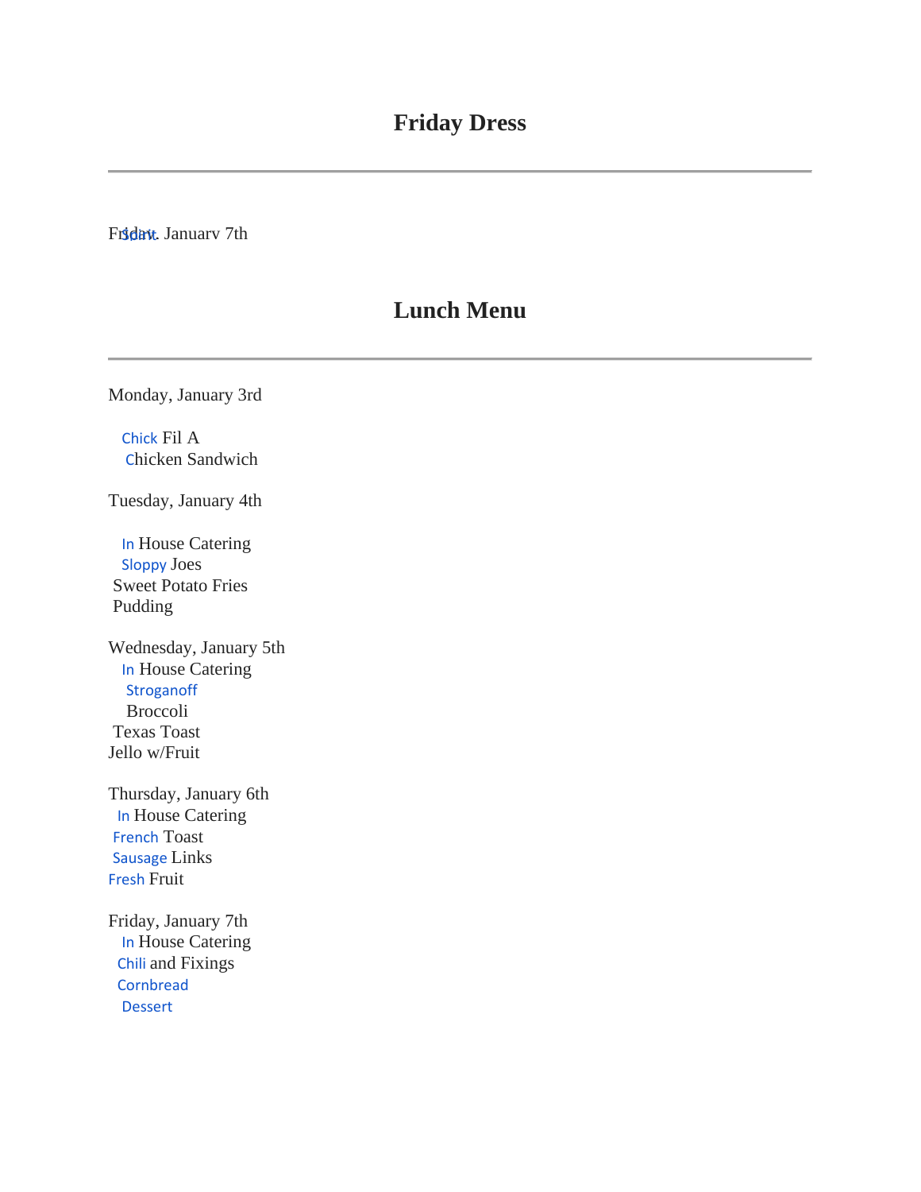## Friday Dress

Friday, January 7th

Start

## Lunch Menu

Monday, January 3rd

Chick Fil A
Chicken Sandwich

Tuesday, January 4th

In House Catering
Sloppy Joes
Sweet Potato Fries
Pudding

Wednesday, January 5th
In House Catering
Stroganoff
Broccoli
Texas Toast
Jello w/Fruit

Thursday, January 6th
In House Catering
French Toast
Sausage Links
Fresh Fruit

Friday, January 7th
In House Catering
Chili and Fixings
Cornbread
Dessert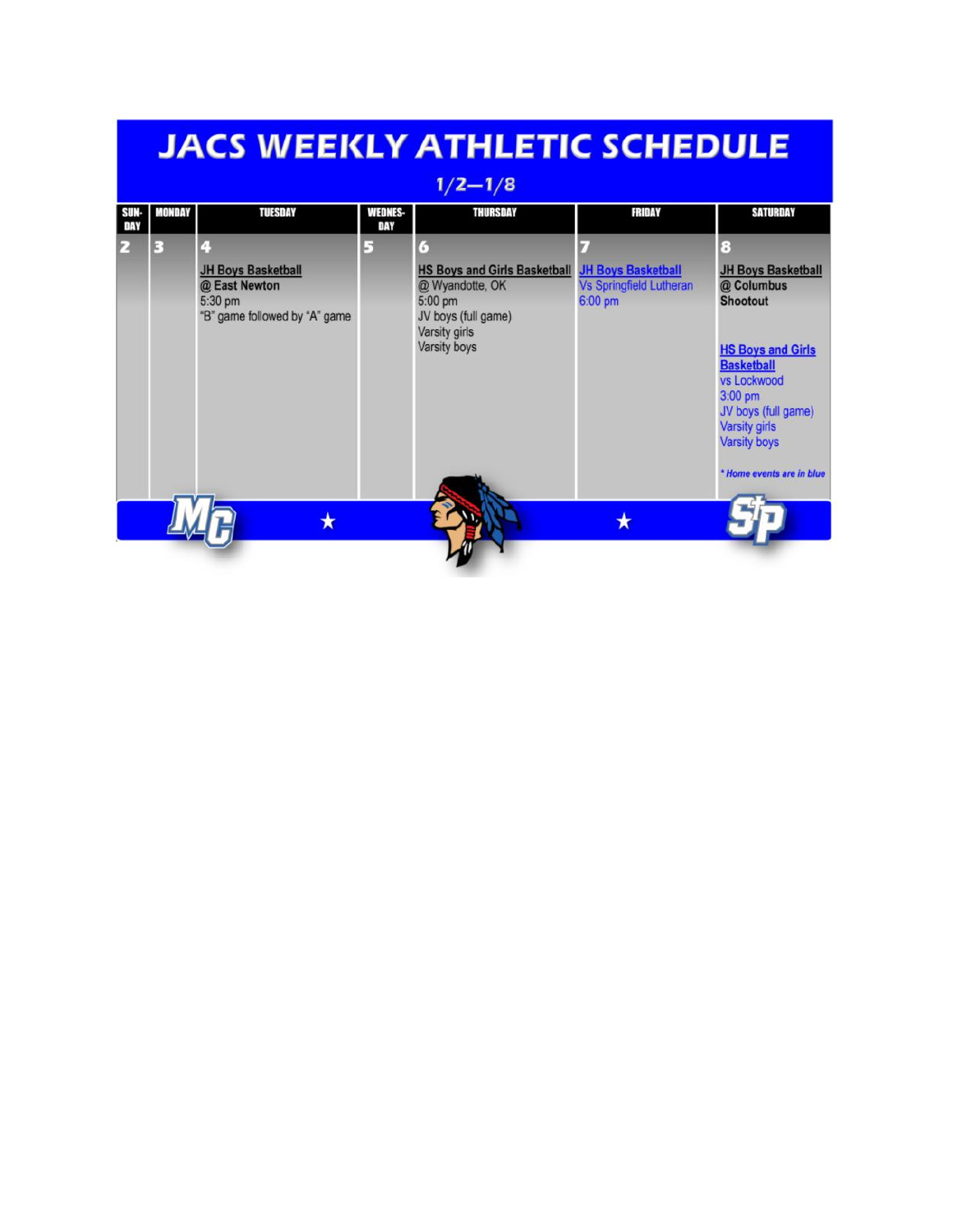# JACS WEEKLY ATHLETIC SCHEDULE

## 1/2—1/8

| SUN-DAY | MONDAY | TUESDAY | WEDNES-DAY | THURSDAY | FRIDAY | SATURDAY |
|---|---|---|---|---|---|---|
| 2 | 3 | 4 | 5 | 6 | 7 | 8 |
| | | JH Boys Basketball<br>@ East Newton<br>5:30 pm<br>"B" game followed by "A" game | | HS Boys and Girls Basketball<br>@ Wyandotte, OK<br>5:00 pm<br>JV boys (full game)<br>Varsity girls<br>Varsity boys | JH Boys Basketball<br>Vs Springfield Lutheran<br>6:00 pm | JH Boys Basketball<br>@ Columbus<br>Shootout<br><br>HS Boys and Girls Basketball<br>vs Lockwood<br>3:00 pm<br>JV boys (full game)<br>Varsity girls<br>Varsity boys<br><br>*\* Home events are in blue* |